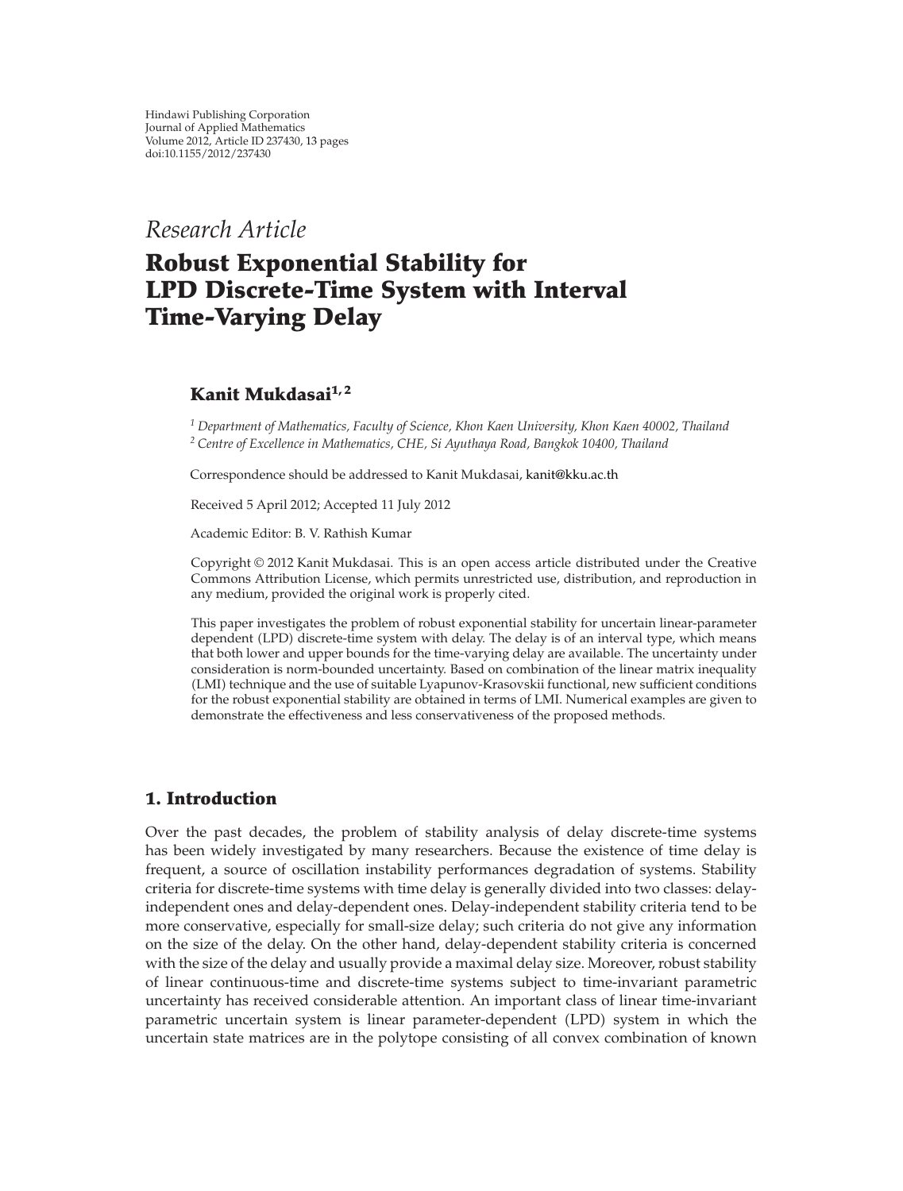Hindawi Publishing Corporation
Journal of Applied Mathematics
Volume 2012, Article ID 237430, 13 pages
doi:10.1155/2012/237430

*Research Article*

# Robust Exponential Stability for LPD Discrete-Time System with Interval Time-Varying Delay

**Kanit Mukdasai[1, 2]**

[1] *Department of Mathematics, Faculty of Science, Khon Kaen University, Khon Kaen 40002, Thailand*
[2] *Centre of Excellence in Mathematics, CHE, Si Ayuthaya Road, Bangkok 10400, Thailand*

Correspondence should be addressed to Kanit Mukdasai, kanit@kku.ac.th

Received 5 April 2012; Accepted 11 July 2012

Academic Editor: B. V. Rathish Kumar

Copyright © 2012 Kanit Mukdasai. This is an open access article distributed under the Creative Commons Attribution License, which permits unrestricted use, distribution, and reproduction in any medium, provided the original work is properly cited.

This paper investigates the problem of robust exponential stability for uncertain linear-parameter dependent (LPD) discrete-time system with delay. The delay is of an interval type, which means that both lower and upper bounds for the time-varying delay are available. The uncertainty under consideration is norm-bounded uncertainty. Based on combination of the linear matrix inequality (LMI) technique and the use of suitable Lyapunov-Krasovskii functional, new sufficient conditions for the robust exponential stability are obtained in terms of LMI. Numerical examples are given to demonstrate the effectiveness and less conservativeness of the proposed methods.

## 1. Introduction

Over the past decades, the problem of stability analysis of delay discrete-time systems has been widely investigated by many researchers. Because the existence of time delay is frequent, a source of oscillation instability performances degradation of systems. Stability criteria for discrete-time systems with time delay is generally divided into two classes: delay-independent ones and delay-dependent ones. Delay-independent stability criteria tend to be more conservative, especially for small-size delay; such criteria do not give any information on the size of the delay. On the other hand, delay-dependent stability criteria is concerned with the size of the delay and usually provide a maximal delay size. Moreover, robust stability of linear continuous-time and discrete-time systems subject to time-invariant parametric uncertainty has received considerable attention. An important class of linear time-invariant parametric uncertain system is linear parameter-dependent (LPD) system in which the uncertain state matrices are in the polytope consisting of all convex combination of known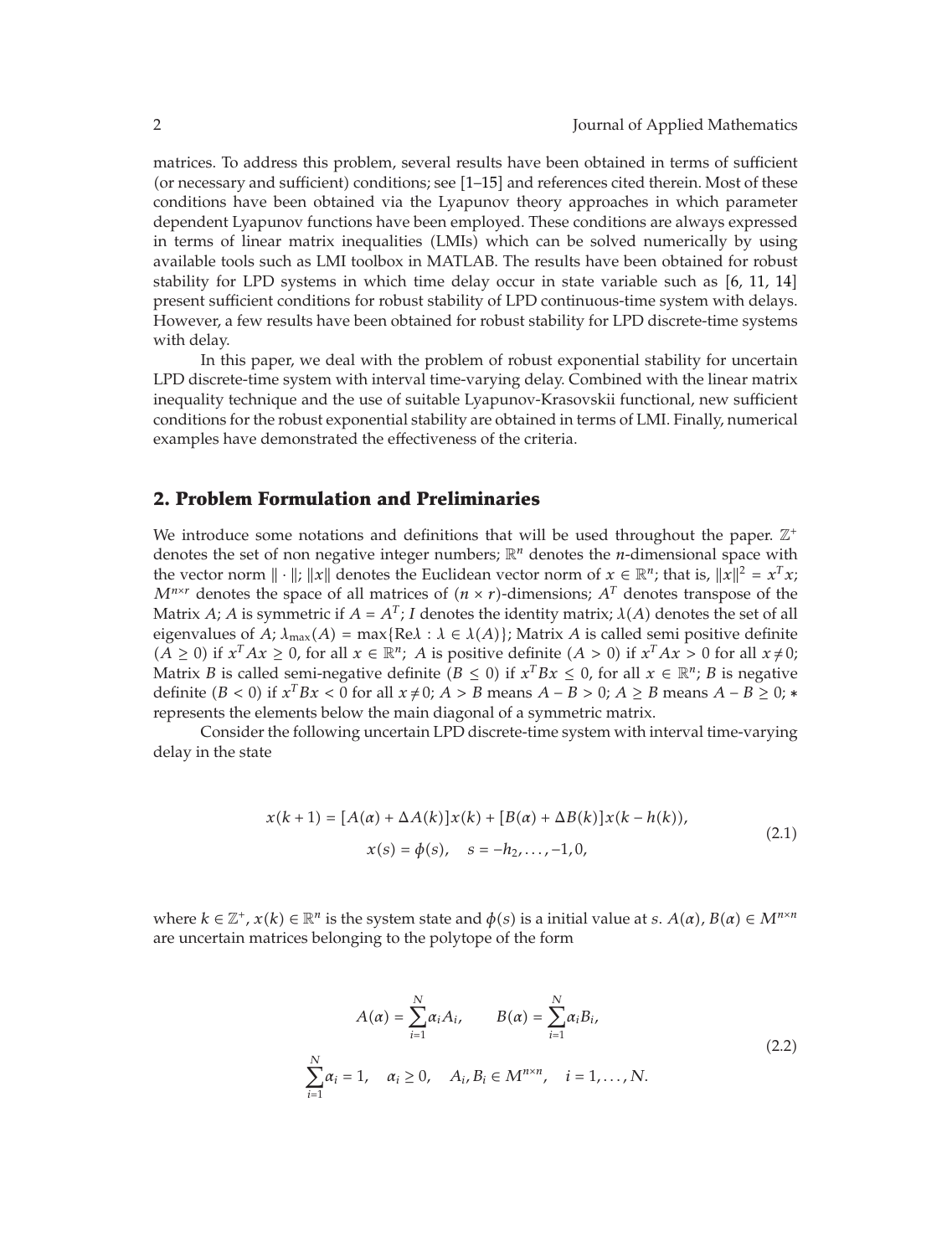matrices. To address this problem, several results have been obtained in terms of sufficient (or necessary and sufficient) conditions; see [1–15] and references cited therein. Most of these conditions have been obtained via the Lyapunov theory approaches in which parameter dependent Lyapunov functions have been employed. These conditions are always expressed in terms of linear matrix inequalities (LMIs) which can be solved numerically by using available tools such as LMI toolbox in MATLAB. The results have been obtained for robust stability for LPD systems in which time delay occur in state variable such as [6, 11, 14] present sufficient conditions for robust stability of LPD continuous-time system with delays. However, a few results have been obtained for robust stability for LPD discrete-time systems with delay.

In this paper, we deal with the problem of robust exponential stability for uncertain LPD discrete-time system with interval time-varying delay. Combined with the linear matrix inequality technique and the use of suitable Lyapunov-Krasovskii functional, new sufficient conditions for the robust exponential stability are obtained in terms of LMI. Finally, numerical examples have demonstrated the effectiveness of the criteria.

## 2. Problem Formulation and Preliminaries

We introduce some notations and definitions that will be used throughout the paper. $\mathbb{Z}^+$ denotes the set of non negative integer numbers; $\mathbb{R}^n$ denotes the $n$-dimensional space with the vector norm $\|\cdot\|$; $\|x\|$ denotes the Euclidean vector norm of $x \in \mathbb{R}^n$; that is, $\|x\|^2 = x^T x$; $M^{n\times r}$ denotes the space of all matrices of $(n \times r)$-dimensions; $A^T$ denotes transpose of the Matrix $A$; $A$ is symmetric if $A = A^T$; $I$ denotes the identity matrix; $\lambda(A)$ denotes the set of all eigenvalues of $A$; $\lambda_{\max}(A) = \max\{\mathrm{Re}\lambda : \lambda \in \lambda(A)\}$; Matrix $A$ is called semi positive definite $(A \geq 0)$ if $x^T A x \geq 0$, for all $x \in \mathbb{R}^n$; $A$ is positive definite $(A > 0)$ if $x^T A x > 0$ for all $x \neq 0$; Matrix $B$ is called semi-negative definite $(B \leq 0)$ if $x^T B x \leq 0$, for all $x \in \mathbb{R}^n$; $B$ is negative definite $(B < 0)$ if $x^T B x < 0$ for all $x \neq 0$; $A > B$ means $A - B > 0$; $A \geq B$ means $A - B \geq 0$; $*$ represents the elements below the main diagonal of a symmetric matrix.

Consider the following uncertain LPD discrete-time system with interval time-varying delay in the state

$$
\begin{gathered}
x(k+1) = [A(\alpha) + \Delta A(k)]x(k) + [B(\alpha) + \Delta B(k)]x(k - h(k)), \\
x(s) = \phi(s), \quad s = -h_2, \ldots, -1, 0,
\end{gathered}
\tag{2.1}
$$

where $k \in \mathbb{Z}^+$, $x(k) \in \mathbb{R}^n$ is the system state and $\phi(s)$ is a initial value at $s$. $A(\alpha), B(\alpha) \in M^{n\times n}$ are uncertain matrices belonging to the polytope of the form

$$
\begin{gathered}
A(\alpha) = \sum_{i=1}^{N} \alpha_i A_i, \qquad B(\alpha) = \sum_{i=1}^{N} \alpha_i B_i, \\
\sum_{i=1}^{N} \alpha_i = 1, \quad \alpha_i \geq 0, \quad A_i, B_i \in M^{n\times n}, \quad i = 1, \ldots, N.
\end{gathered}
\tag{2.2}
$$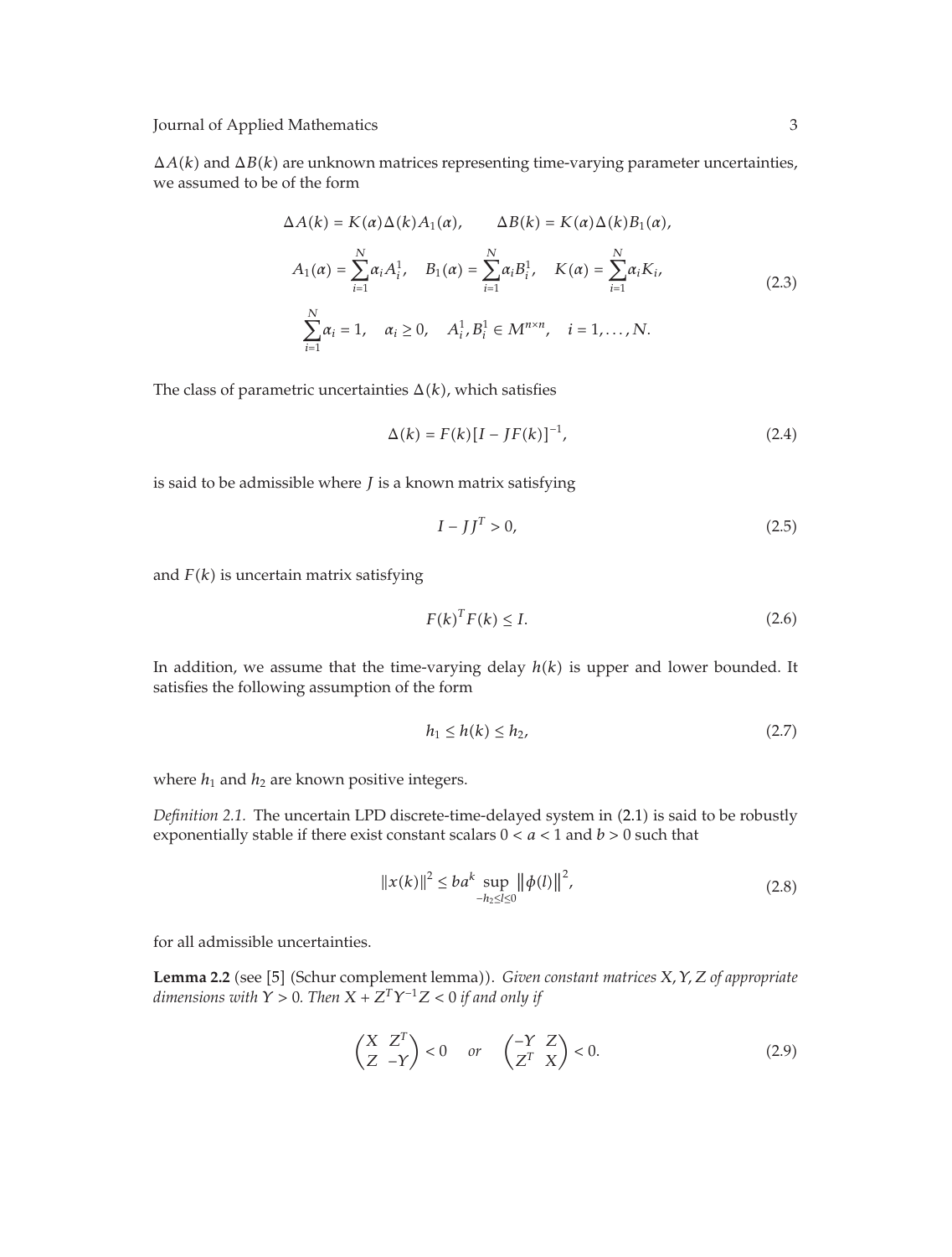$\Delta A(k)$ and $\Delta B(k)$ are unknown matrices representing time-varying parameter uncertainties, we assumed to be of the form

$$
\begin{gathered}
\Delta A(k) = K(\alpha)\Delta(k)A_1(\alpha), \qquad \Delta B(k) = K(\alpha)\Delta(k)B_1(\alpha), \\
A_1(\alpha) = \sum_{i=1}^{N}\alpha_i A_i^1, \quad B_1(\alpha) = \sum_{i=1}^{N}\alpha_i B_i^1, \quad K(\alpha) = \sum_{i=1}^{N}\alpha_i K_i, \\
\sum_{i=1}^{N}\alpha_i = 1, \quad \alpha_i \geq 0, \quad A_i^1, B_i^1 \in M^{n\times n}, \quad i = 1,\dots,N.
\end{gathered}
\tag{2.3}
$$

The class of parametric uncertainties $\Delta(k)$, which satisfies

$$
\Delta(k) = F(k)[I - JF(k)]^{-1}, \tag{2.4}
$$

is said to be admissible where $J$ is a known matrix satisfying

$$
I - JJ^T > 0, \tag{2.5}
$$

and $F(k)$ is uncertain matrix satisfying

$$
F(k)^T F(k) \leq I. \tag{2.6}
$$

In addition, we assume that the time-varying delay $h(k)$ is upper and lower bounded. It satisfies the following assumption of the form

$$
h_1 \leq h(k) \leq h_2, \tag{2.7}
$$

where $h_1$ and $h_2$ are known positive integers.

*Definition 2.1.* The uncertain LPD discrete-time-delayed system in (2.1) is said to be robustly exponentially stable if there exist constant scalars $0 < a < 1$ and $b > 0$ such that

$$
\|x(k)\|^2 \leq b a^k \sup_{-h_2 \leq l \leq 0} \|\phi(l)\|^2, \tag{2.8}
$$

for all admissible uncertainties.

**Lemma 2.2** (see [5] (Schur complement lemma)). *Given constant matrices $X, Y, Z$ of appropriate dimensions with $Y > 0$. Then $X + Z^T Y^{-1} Z < 0$ if and only if*

$$
\begin{pmatrix} X & Z^T \\ Z & -Y \end{pmatrix} < 0 \quad \text{or} \quad \begin{pmatrix} -Y & Z \\ Z^T & X \end{pmatrix} < 0. \tag{2.9}
$$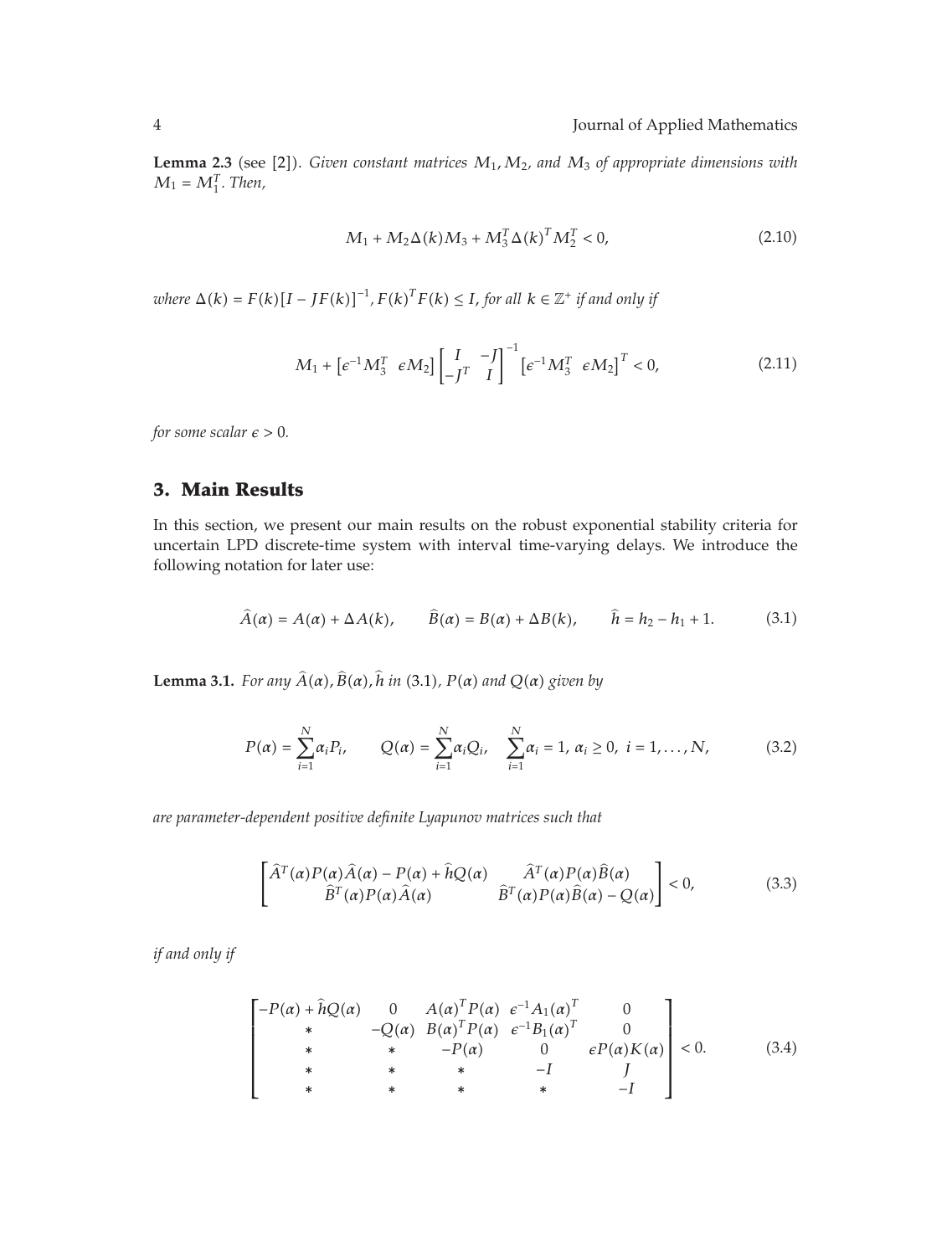**Lemma 2.3** (see [2]). *Given constant matrices $M_1, M_2$, and $M_3$ of appropriate dimensions with $M_1 = M_1^T$. Then,*

$$M_1 + M_2 \Delta(k) M_3 + M_3^T \Delta(k)^T M_2^T < 0, \tag{2.10}$$

*where $\Delta(k) = F(k)[I - JF(k)]^{-1}$, $F(k)^T F(k) \leq I$, for all $k \in \mathbb{Z}^+$ if and only if*

$$M_1 + \left[\epsilon^{-1} M_3^T \;\; \epsilon M_2\right] \begin{bmatrix} I & -J \\ -J^T & I \end{bmatrix}^{-1} \left[\epsilon^{-1} M_3^T \;\; \epsilon M_2\right]^T < 0, \tag{2.11}$$

*for some scalar $\epsilon > 0$.*

## 3. Main Results

In this section, we present our main results on the robust exponential stability criteria for uncertain LPD discrete-time system with interval time-varying delays. We introduce the following notation for later use:

$$\widehat{A}(\alpha) = A(\alpha) + \Delta A(k), \qquad \widehat{B}(\alpha) = B(\alpha) + \Delta B(k), \qquad \widehat{h} = h_2 - h_1 + 1. \tag{3.1}$$

**Lemma 3.1.** *For any $\widehat{A}(\alpha), \widehat{B}(\alpha), \widehat{h}$ in* (3.1)*, $P(\alpha)$ and $Q(\alpha)$ given by*

$$P(\alpha) = \sum_{i=1}^{N} \alpha_i P_i, \qquad Q(\alpha) = \sum_{i=1}^{N} \alpha_i Q_i, \quad \sum_{i=1}^{N} \alpha_i = 1,\ \alpha_i \geq 0,\ i = 1, \ldots, N, \tag{3.2}$$

*are parameter-dependent positive definite Lyapunov matrices such that*

$$\begin{bmatrix} \widehat{A}^T(\alpha) P(\alpha) \widehat{A}(\alpha) - P(\alpha) + \widehat{h} Q(\alpha) & \widehat{A}^T(\alpha) P(\alpha) \widehat{B}(\alpha) \\ \widehat{B}^T(\alpha) P(\alpha) \widehat{A}(\alpha) & \widehat{B}^T(\alpha) P(\alpha) \widehat{B}(\alpha) - Q(\alpha) \end{bmatrix} < 0, \tag{3.3}$$

*if and only if*

$$\begin{bmatrix} -P(\alpha) + \widehat{h} Q(\alpha) & 0 & A(\alpha)^T P(\alpha) & \epsilon^{-1} A_1(\alpha)^T & 0 \\ * & -Q(\alpha) & B(\alpha)^T P(\alpha) & \epsilon^{-1} B_1(\alpha)^T & 0 \\ * & * & -P(\alpha) & 0 & \epsilon P(\alpha) K(\alpha) \\ * & * & * & -I & J \\ * & * & * & * & -I \end{bmatrix} < 0. \tag{3.4}$$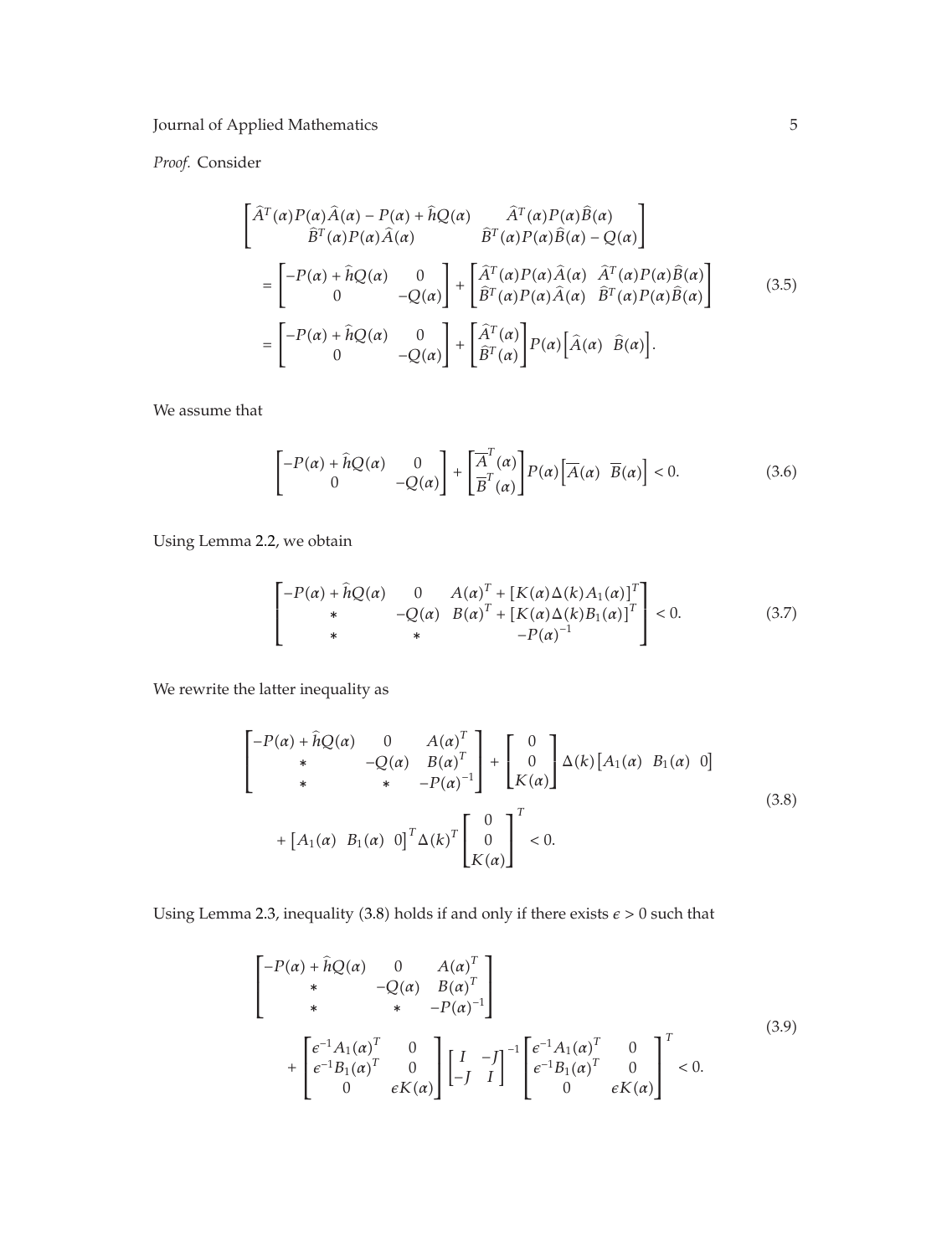*Proof.* Consider

$$
\begin{aligned}
&\begin{bmatrix} \widehat{A}^T(\alpha)P(\alpha)\widehat{A}(\alpha) - P(\alpha) + \widehat{h}Q(\alpha) & \widehat{A}^T(\alpha)P(\alpha)\widehat{B}(\alpha) \\ \widehat{B}^T(\alpha)P(\alpha)\widehat{A}(\alpha) & \widehat{B}^T(\alpha)P(\alpha)\widehat{B}(\alpha) - Q(\alpha) \end{bmatrix} \\
&\quad = \begin{bmatrix} -P(\alpha) + \widehat{h}Q(\alpha) & 0 \\ 0 & -Q(\alpha) \end{bmatrix} + \begin{bmatrix} \widehat{A}^T(\alpha)P(\alpha)\widehat{A}(\alpha) & \widehat{A}^T(\alpha)P(\alpha)\widehat{B}(\alpha) \\ \widehat{B}^T(\alpha)P(\alpha)\widehat{A}(\alpha) & \widehat{B}^T(\alpha)P(\alpha)\widehat{B}(\alpha) \end{bmatrix} \\
&\quad = \begin{bmatrix} -P(\alpha) + \widehat{h}Q(\alpha) & 0 \\ 0 & -Q(\alpha) \end{bmatrix} + \begin{bmatrix} \widehat{A}^T(\alpha) \\ \widehat{B}^T(\alpha) \end{bmatrix} P(\alpha) \begin{bmatrix} \widehat{A}(\alpha) & \widehat{B}(\alpha) \end{bmatrix}.
\end{aligned} \tag{3.5}
$$

We assume that

$$
\begin{bmatrix} -P(\alpha) + \widehat{h}Q(\alpha) & 0 \\ 0 & -Q(\alpha) \end{bmatrix} + \begin{bmatrix} \overline{A}^T(\alpha) \\ \overline{B}^T(\alpha) \end{bmatrix} P(\alpha) \begin{bmatrix} \overline{A}(\alpha) & \overline{B}(\alpha) \end{bmatrix} < 0. \tag{3.6}
$$

Using Lemma 2.2, we obtain

$$
\begin{bmatrix} -P(\alpha) + \widehat{h}Q(\alpha) & 0 & A(\alpha)^T + [K(\alpha)\Delta(k)A_1(\alpha)]^T \\ * & -Q(\alpha) & B(\alpha)^T + [K(\alpha)\Delta(k)B_1(\alpha)]^T \\ * & * & -P(\alpha)^{-1} \end{bmatrix} < 0. \tag{3.7}
$$

We rewrite the latter inequality as

$$
\begin{aligned}
&\begin{bmatrix} -P(\alpha) + \widehat{h}Q(\alpha) & 0 & A(\alpha)^T \\ * & -Q(\alpha) & B(\alpha)^T \\ * & * & -P(\alpha)^{-1} \end{bmatrix} + \begin{bmatrix} 0 \\ 0 \\ K(\alpha) \end{bmatrix} \Delta(k) \begin{bmatrix} A_1(\alpha) & B_1(\alpha) & 0 \end{bmatrix} \\
&\quad + \begin{bmatrix} A_1(\alpha) & B_1(\alpha) & 0 \end{bmatrix}^T \Delta(k)^T \begin{bmatrix} 0 \\ 0 \\ K(\alpha) \end{bmatrix}^T < 0.
\end{aligned} \tag{3.8}
$$

Using Lemma 2.3, inequality (3.8) holds if and only if there exists $\epsilon > 0$ such that

$$
\begin{aligned}
&\begin{bmatrix} -P(\alpha) + \widehat{h}Q(\alpha) & 0 & A(\alpha)^T \\ * & -Q(\alpha) & B(\alpha)^T \\ * & * & -P(\alpha)^{-1} \end{bmatrix} \\
&\quad + \begin{bmatrix} \epsilon^{-1}A_1(\alpha)^T & 0 \\ \epsilon^{-1}B_1(\alpha)^T & 0 \\ 0 & \epsilon K(\alpha) \end{bmatrix} \begin{bmatrix} I & -J \\ -J & I \end{bmatrix}^{-1} \begin{bmatrix} \epsilon^{-1}A_1(\alpha)^T & 0 \\ \epsilon^{-1}B_1(\alpha)^T & 0 \\ 0 & \epsilon K(\alpha) \end{bmatrix}^T < 0.
\end{aligned} \tag{3.9}
$$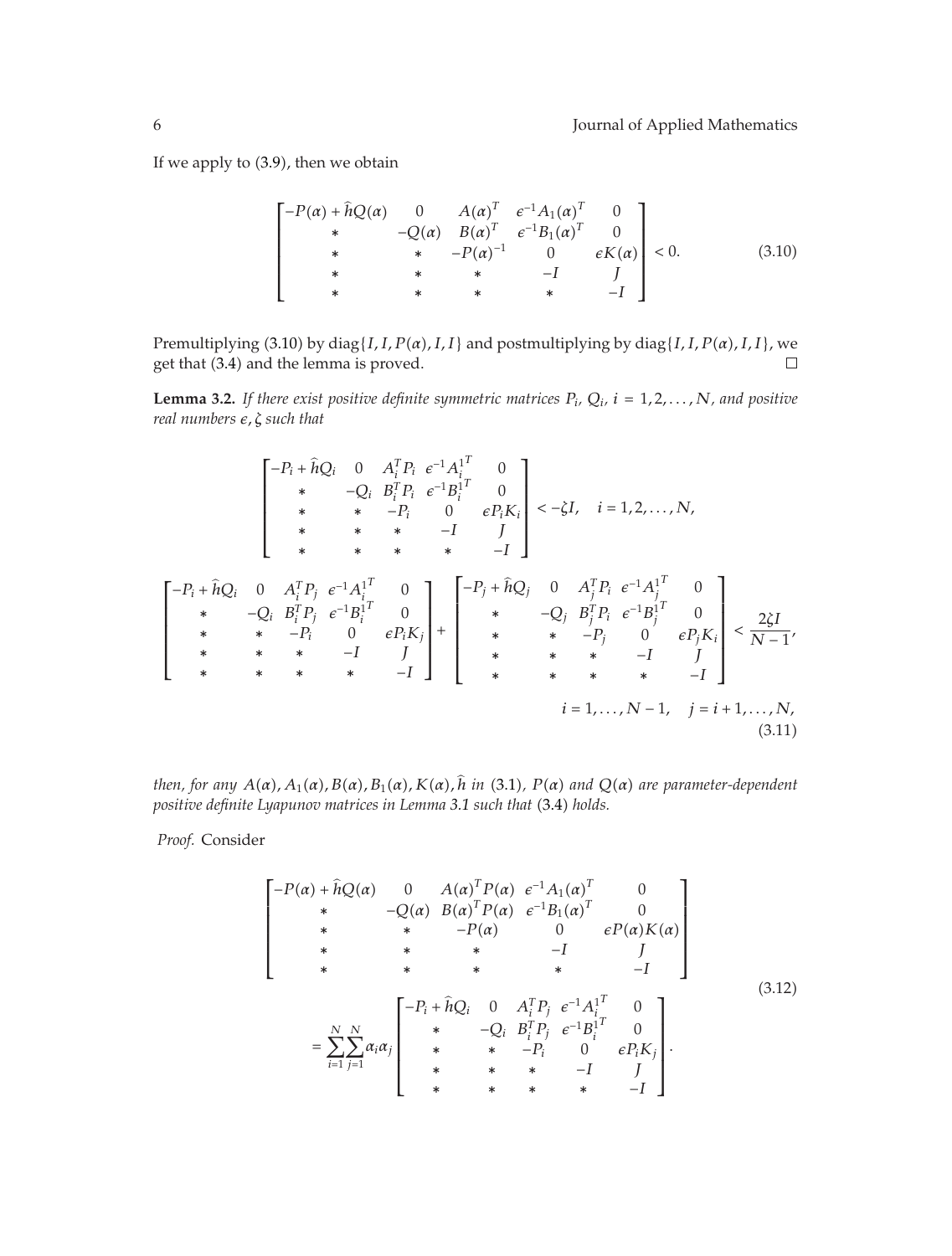If we apply to (3.9), then we obtain

$$
\begin{bmatrix}
-P(\alpha)+\hat{h}Q(\alpha) & 0 & A(\alpha)^T & \epsilon^{-1}A_1(\alpha)^T & 0 \\
* & -Q(\alpha) & B(\alpha)^T & \epsilon^{-1}B_1(\alpha)^T & 0 \\
* & * & -P(\alpha)^{-1} & 0 & \epsilon K(\alpha) \\
* & * & * & -I & J \\
* & * & * & * & -I
\end{bmatrix} < 0. \tag{3.10}
$$

Premultiplying (3.10) by $\text{diag}\{I, I, P(\alpha), I, I\}$ and postmultiplying by $\text{diag}\{I, I, P(\alpha), I, I\}$, we get that (3.4) and the lemma is proved. $\square$

**Lemma 3.2.** *If there exist positive definite symmetric matrices $P_i$, $Q_i$, $i = 1, 2, \ldots, N$, and positive real numbers $\epsilon, \zeta$ such that*

$$
\begin{bmatrix}
-P_i+\hat{h}Q_i & 0 & A_i^TP_i & \epsilon^{-1}A_i^{1^T} & 0 \\
* & -Q_i & B_i^TP_i & \epsilon^{-1}B_i^{1^T} & 0 \\
* & * & -P_i & 0 & \epsilon P_iK_i \\
* & * & * & -I & J \\
* & * & * & * & -I
\end{bmatrix} < -\zeta I, \quad i = 1, 2, \ldots, N,
$$

$$
\begin{bmatrix}
-P_i+\hat{h}Q_i & 0 & A_i^TP_j & \epsilon^{-1}A_i^{1^T} & 0 \\
* & -Q_i & B_i^TP_j & \epsilon^{-1}B_i^{1^T} & 0 \\
* & * & -P_i & 0 & \epsilon P_iK_j \\
* & * & * & -I & J \\
* & * & * & * & -I
\end{bmatrix} +
\begin{bmatrix}
-P_j+\hat{h}Q_j & 0 & A_j^TP_i & \epsilon^{-1}A_j^{1^T} & 0 \\
* & -Q_j & B_j^TP_i & \epsilon^{-1}B_j^{1^T} & 0 \\
* & * & -P_j & 0 & \epsilon P_jK_i \\
* & * & * & -I & J \\
* & * & * & * & -I
\end{bmatrix} < \frac{2\zeta I}{N-1},
$$

$$
i = 1, \ldots, N-1, \quad j = i+1, \ldots, N, \tag{3.11}
$$

*then, for any $A(\alpha), A_1(\alpha), B(\alpha), B_1(\alpha), K(\alpha), \hat{h}$ in* (3.1)*, $P(\alpha)$ and $Q(\alpha)$ are parameter-dependent positive definite Lyapunov matrices in Lemma 3.1 such that* (3.4) *holds.*

*Proof.* Consider

$$
\begin{bmatrix}
-P(\alpha)+\hat{h}Q(\alpha) & 0 & A(\alpha)^TP(\alpha) & \epsilon^{-1}A_1(\alpha)^T & 0 \\
* & -Q(\alpha) & B(\alpha)^TP(\alpha) & \epsilon^{-1}B_1(\alpha)^T & 0 \\
* & * & -P(\alpha) & 0 & \epsilon P(\alpha)K(\alpha) \\
* & * & * & -I & J \\
* & * & * & * & -I
\end{bmatrix}
$$

$$
= \sum_{i=1}^{N}\sum_{j=1}^{N}\alpha_i\alpha_j
\begin{bmatrix}
-P_i+\hat{h}Q_i & 0 & A_i^TP_j & \epsilon^{-1}A_i^{1^T} & 0 \\
* & -Q_i & B_i^TP_j & \epsilon^{-1}B_i^{1^T} & 0 \\
* & * & -P_i & 0 & \epsilon P_iK_j \\
* & * & * & -I & J \\
* & * & * & * & -I
\end{bmatrix}. \tag{3.12}
$$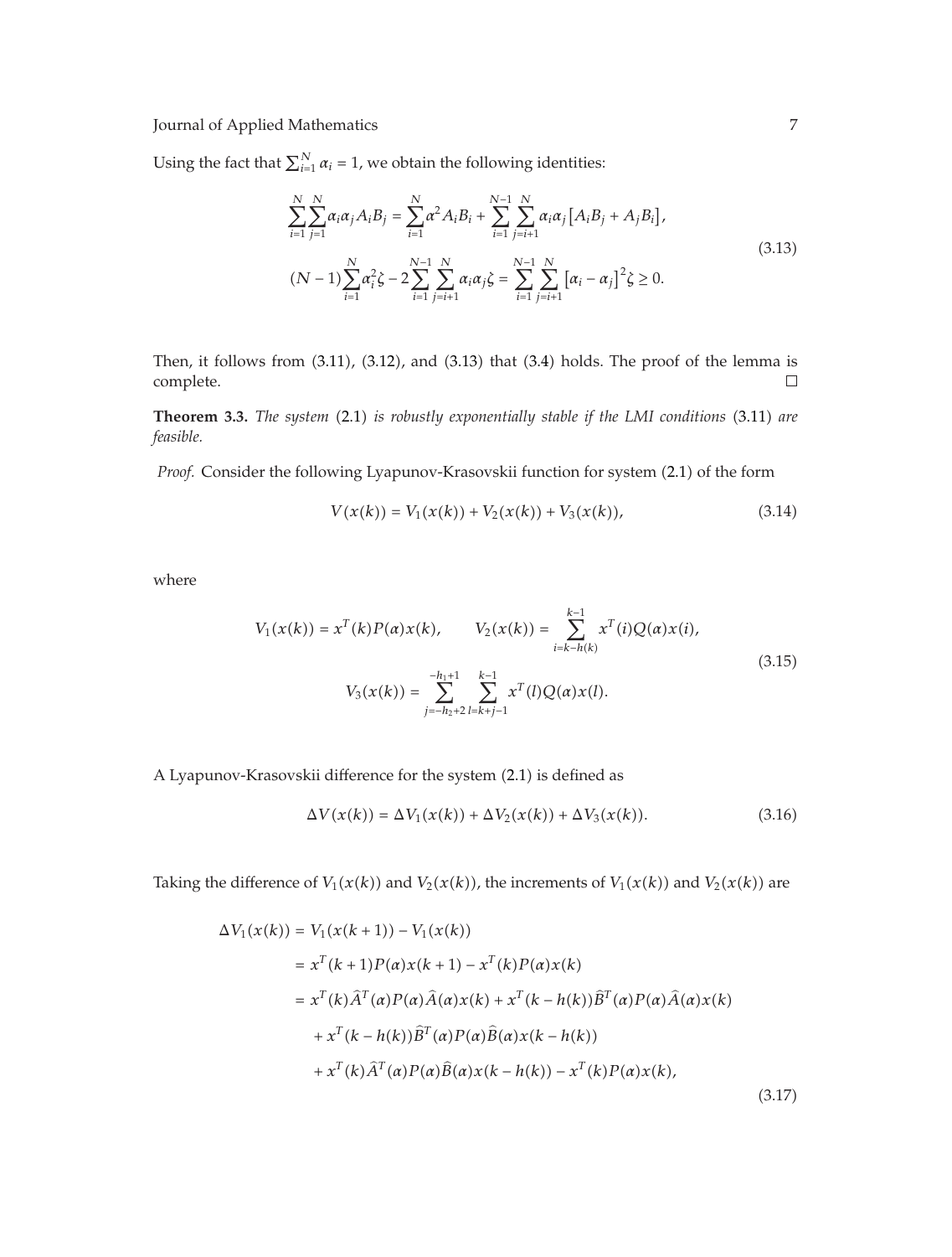Using the fact that $\sum_{i=1}^{N} \alpha_i = 1$, we obtain the following identities:

$$
\begin{gathered}
\sum_{i=1}^{N}\sum_{j=1}^{N}\alpha_i\alpha_j A_i B_j = \sum_{i=1}^{N}\alpha^2 A_i B_i + \sum_{i=1}^{N-1}\sum_{j=i+1}^{N}\alpha_i\alpha_j\left[A_i B_j + A_j B_i\right], \\
(N-1)\sum_{i=1}^{N}\alpha_i^2\zeta - 2\sum_{i=1}^{N-1}\sum_{j=i+1}^{N}\alpha_i\alpha_j\zeta = \sum_{i=1}^{N-1}\sum_{j=i+1}^{N}\left[\alpha_i - \alpha_j\right]^2\zeta \geq 0.
\end{gathered}
\tag{3.13}
$$

Then, it follows from (3.11), (3.12), and (3.13) that (3.4) holds. The proof of the lemma is complete. $\square$

**Theorem 3.3.** *The system* (2.1) *is robustly exponentially stable if the LMI conditions* (3.11) *are feasible.*

*Proof.* Consider the following Lyapunov-Krasovskii function for system (2.1) of the form

$$
V(x(k)) = V_1(x(k)) + V_2(x(k)) + V_3(x(k)),
\tag{3.14}
$$

where

$$
\begin{gathered}
V_1(x(k)) = x^T(k)P(\alpha)x(k), \qquad V_2(x(k)) = \sum_{i=k-h(k)}^{k-1} x^T(i)Q(\alpha)x(i), \\
V_3(x(k)) = \sum_{j=-h_2+2}^{-h_1+1}\sum_{l=k+j-1}^{k-1} x^T(l)Q(\alpha)x(l).
\end{gathered}
\tag{3.15}
$$

A Lyapunov-Krasovskii difference for the system (2.1) is defined as

$$
\Delta V(x(k)) = \Delta V_1(x(k)) + \Delta V_2(x(k)) + \Delta V_3(x(k)).
\tag{3.16}
$$

Taking the difference of $V_1(x(k))$ and $V_2(x(k))$, the increments of $V_1(x(k))$ and $V_2(x(k))$ are

$$
\begin{aligned}
\Delta V_1(x(k)) &= V_1(x(k+1)) - V_1(x(k)) \\
&= x^T(k+1)P(\alpha)x(k+1) - x^T(k)P(\alpha)x(k) \\
&= x^T(k)\hat{A}^T(\alpha)P(\alpha)\hat{A}(\alpha)x(k) + x^T(k-h(k))\hat{B}^T(\alpha)P(\alpha)\hat{A}(\alpha)x(k) \\
&\quad + x^T(k-h(k))\hat{B}^T(\alpha)P(\alpha)\hat{B}(\alpha)x(k-h(k)) \\
&\quad + x^T(k)\hat{A}^T(\alpha)P(\alpha)\hat{B}(\alpha)x(k-h(k)) - x^T(k)P(\alpha)x(k),
\end{aligned}
\tag{3.17}
$$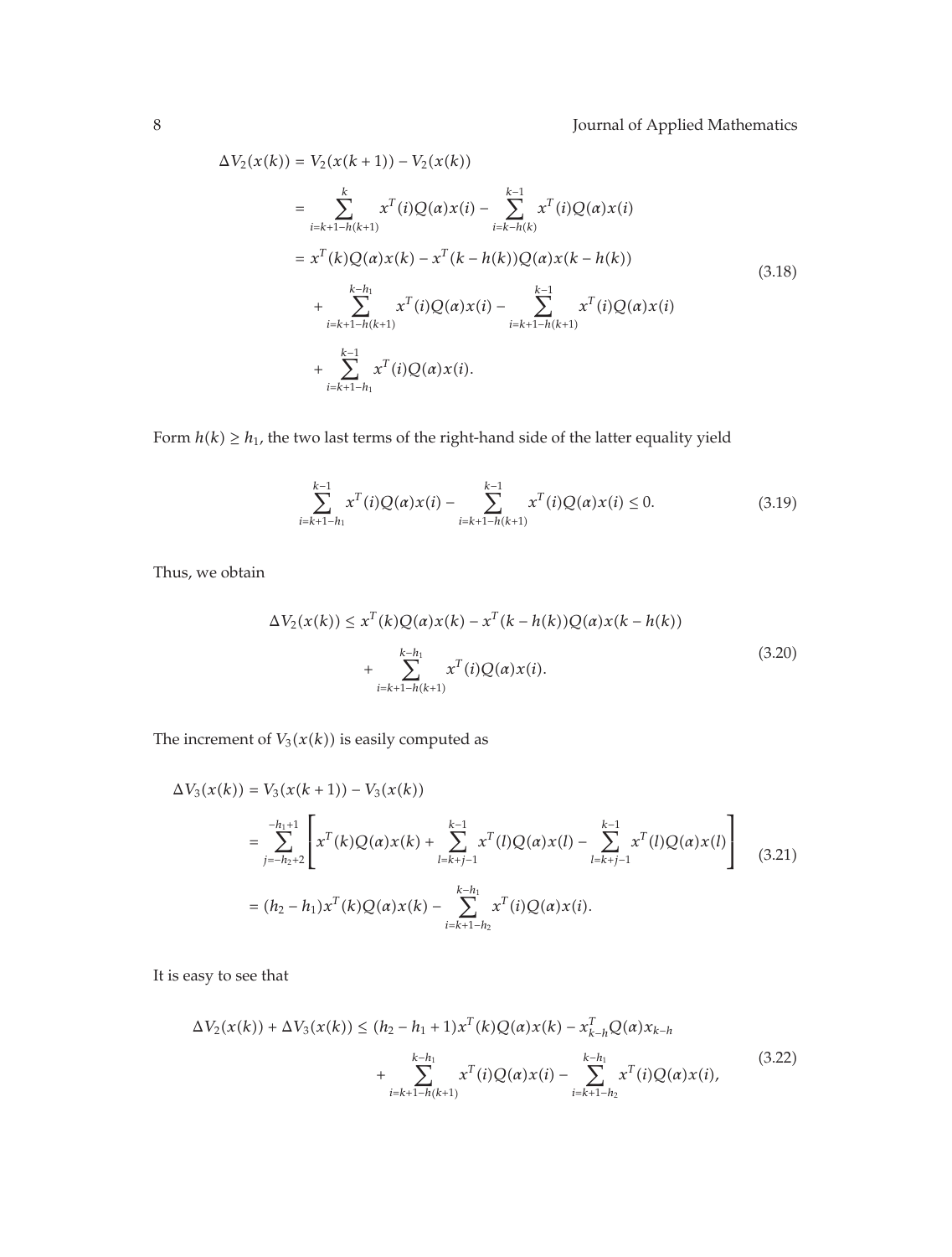$$
\begin{aligned}
\Delta V_2(x(k)) &= V_2(x(k+1)) - V_2(x(k)) \\
&= \sum_{i=k+1-h(k+1)}^{k} x^T(i)Q(\alpha)x(i) - \sum_{i=k-h(k)}^{k-1} x^T(i)Q(\alpha)x(i) \\
&= x^T(k)Q(\alpha)x(k) - x^T(k-h(k))Q(\alpha)x(k-h(k)) \\
&\quad + \sum_{i=k+1-h(k+1)}^{k-h_1} x^T(i)Q(\alpha)x(i) - \sum_{i=k+1-h(k+1)}^{k-1} x^T(i)Q(\alpha)x(i) \\
&\quad + \sum_{i=k+1-h_1}^{k-1} x^T(i)Q(\alpha)x(i).
\end{aligned}
\tag{3.18}
$$

Form $h(k) \geq h_1$, the two last terms of the right-hand side of the latter equality yield

$$
\sum_{i=k+1-h_1}^{k-1} x^T(i)Q(\alpha)x(i) - \sum_{i=k+1-h(k+1)}^{k-1} x^T(i)Q(\alpha)x(i) \leq 0. \tag{3.19}
$$

Thus, we obtain

$$
\begin{aligned}
\Delta V_2(x(k)) \leq\; & x^T(k)Q(\alpha)x(k) - x^T(k-h(k))Q(\alpha)x(k-h(k)) \\
& + \sum_{i=k+1-h(k+1)}^{k-h_1} x^T(i)Q(\alpha)x(i).
\end{aligned}
\tag{3.20}
$$

The increment of $V_3(x(k))$ is easily computed as

$$
\begin{aligned}
\Delta V_3(x(k)) &= V_3(x(k+1)) - V_3(x(k)) \\
&= \sum_{j=-h_2+2}^{-h_1+1} \left[ x^T(k)Q(\alpha)x(k) + \sum_{l=k+j-1}^{k-1} x^T(l)Q(\alpha)x(l) - \sum_{l=k+j-1}^{k-1} x^T(l)Q(\alpha)x(l) \right] \\
&= (h_2 - h_1)x^T(k)Q(\alpha)x(k) - \sum_{i=k+1-h_2}^{k-h_1} x^T(i)Q(\alpha)x(i).
\end{aligned}
\tag{3.21}
$$

It is easy to see that

$$
\begin{aligned}
\Delta V_2(x(k)) + \Delta V_3(x(k)) \leq\; & (h_2 - h_1 + 1)x^T(k)Q(\alpha)x(k) - x_{k-h}^T Q(\alpha)x_{k-h} \\
& + \sum_{i=k+1-h(k+1)}^{k-h_1} x^T(i)Q(\alpha)x(i) - \sum_{i=k+1-h_2}^{k-h_1} x^T(i)Q(\alpha)x(i),
\end{aligned}
\tag{3.22}
$$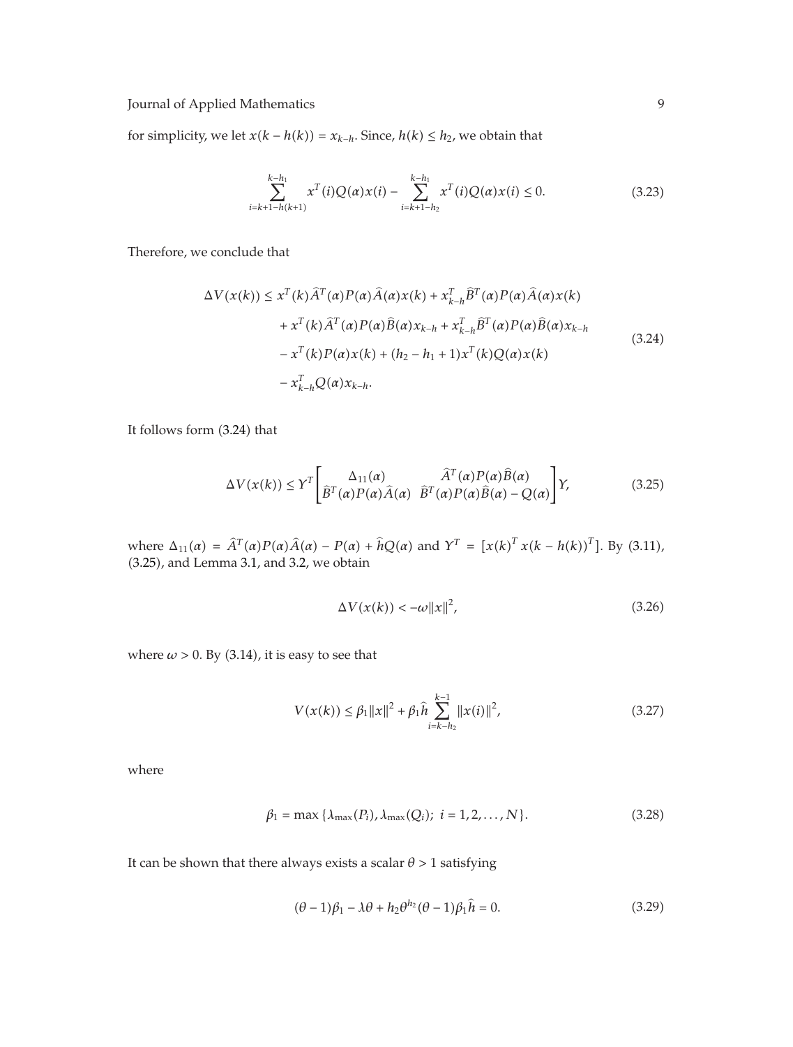for simplicity, we let $x(k - h(k)) = x_{k-h}$. Since, $h(k) \le h_2$, we obtain that

$$\sum_{i=k+1-h(k+1)}^{k-h_1} x^T(i)Q(\alpha)x(i) - \sum_{i=k+1-h_2}^{k-h_1} x^T(i)Q(\alpha)x(i) \le 0. \tag{3.23}$$

Therefore, we conclude that

$$\begin{aligned}
\Delta V(x(k)) \le\ & x^T(k)\widehat{A}^T(\alpha)P(\alpha)\widehat{A}(\alpha)x(k) + x_{k-h}^T\widehat{B}^T(\alpha)P(\alpha)\widehat{A}(\alpha)x(k) \\
& + x^T(k)\widehat{A}^T(\alpha)P(\alpha)\widehat{B}(\alpha)x_{k-h} + x_{k-h}^T\widehat{B}^T(\alpha)P(\alpha)\widehat{B}(\alpha)x_{k-h} \\
& - x^T(k)P(\alpha)x(k) + (h_2 - h_1 + 1)x^T(k)Q(\alpha)x(k) \\
& - x_{k-h}^T Q(\alpha)x_{k-h}.
\end{aligned} \tag{3.24}$$

It follows form (3.24) that

$$\Delta V(x(k)) \le Y^T \begin{bmatrix} \Delta_{11}(\alpha) & \widehat{A}^T(\alpha)P(\alpha)\widehat{B}(\alpha) \\ \widehat{B}^T(\alpha)P(\alpha)\widehat{A}(\alpha) & \widehat{B}^T(\alpha)P(\alpha)\widehat{B}(\alpha) - Q(\alpha) \end{bmatrix} Y, \tag{3.25}$$

where $\Delta_{11}(\alpha) = \widehat{A}^T(\alpha)P(\alpha)\widehat{A}(\alpha) - P(\alpha) + \widehat{h}Q(\alpha)$ and $Y^T = [x(k)^T\, x(k - h(k))^T]$. By (3.11), (3.25), and Lemma 3.1, and 3.2, we obtain

$$\Delta V(x(k)) < -\omega\|x\|^2, \tag{3.26}$$

where $\omega > 0$. By (3.14), it is easy to see that

$$V(x(k)) \le \beta_1\|x\|^2 + \beta_1\widehat{h}\sum_{i=k-h_2}^{k-1}\|x(i)\|^2, \tag{3.27}$$

where

$$\beta_1 = \max\{\lambda_{\max}(P_i), \lambda_{\max}(Q_i);\ i = 1, 2, \ldots, N\}. \tag{3.28}$$

It can be shown that there always exists a scalar $\theta > 1$ satisfying

$$(\theta - 1)\beta_1 - \lambda\theta + h_2\theta^{h_2}(\theta - 1)\beta_1\widehat{h} = 0. \tag{3.29}$$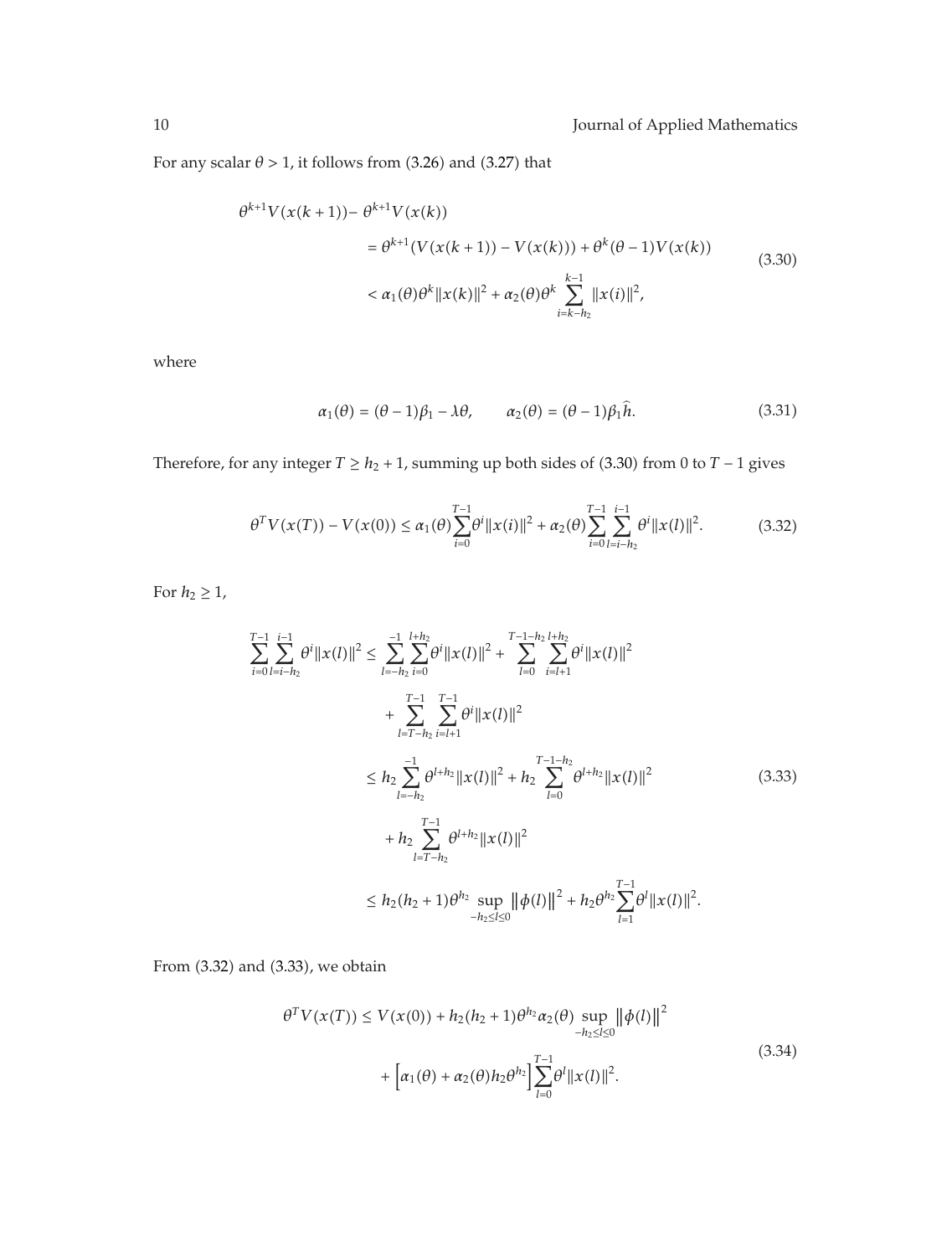For any scalar $\theta > 1$, it follows from (3.26) and (3.27) that

$$
\begin{aligned}
\theta^{k+1} V(x(k+1)) - \theta^{k+1} V(x(k)) &= \theta^{k+1}(V(x(k+1)) - V(x(k))) + \theta^{k}(\theta - 1) V(x(k)) \\
&< \alpha_1(\theta)\theta^{k}\|x(k)\|^2 + \alpha_2(\theta)\theta^{k}\sum_{i=k-h_2}^{k-1}\|x(i)\|^2,
\end{aligned}
\tag{3.30}
$$

where

$$
\alpha_1(\theta) = (\theta - 1)\beta_1 - \lambda\theta, \qquad \alpha_2(\theta) = (\theta - 1)\beta_1 \widehat{h}. \tag{3.31}
$$

Therefore, for any integer $T \geq h_2 + 1$, summing up both sides of (3.30) from 0 to $T-1$ gives

$$
\theta^{T} V(x(T)) - V(x(0)) \leq \alpha_1(\theta)\sum_{i=0}^{T-1}\theta^{i}\|x(i)\|^2 + \alpha_2(\theta)\sum_{i=0}^{T-1}\sum_{l=i-h_2}^{i-1}\theta^{i}\|x(l)\|^2. \tag{3.32}
$$

For $h_2 \geq 1$,

$$
\begin{aligned}
\sum_{i=0}^{T-1}\sum_{l=i-h_2}^{i-1}\theta^{i}\|x(l)\|^2 &\leq \sum_{l=-h_2}^{-1}\sum_{i=0}^{l+h_2}\theta^{i}\|x(l)\|^2 + \sum_{l=0}^{T-1-h_2}\sum_{i=l+1}^{l+h_2}\theta^{i}\|x(l)\|^2 \\
&\quad + \sum_{l=T-h_2}^{T-1}\sum_{i=l+1}^{T-1}\theta^{i}\|x(l)\|^2 \\
&\leq h_2\sum_{l=-h_2}^{-1}\theta^{l+h_2}\|x(l)\|^2 + h_2\sum_{l=0}^{T-1-h_2}\theta^{l+h_2}\|x(l)\|^2 \\
&\quad + h_2\sum_{l=T-h_2}^{T-1}\theta^{l+h_2}\|x(l)\|^2 \\
&\leq h_2(h_2+1)\theta^{h_2}\sup_{-h_2\leq l\leq 0}\left\|\phi(l)\right\|^2 + h_2\theta^{h_2}\sum_{l=1}^{T-1}\theta^{l}\|x(l)\|^2.
\end{aligned}
\tag{3.33}
$$

From (3.32) and (3.33), we obtain

$$
\begin{aligned}
\theta^{T} V(x(T)) &\leq V(x(0)) + h_2(h_2+1)\theta^{h_2}\alpha_2(\theta)\sup_{-h_2\leq l\leq 0}\left\|\phi(l)\right\|^2 \\
&\quad + \left[\alpha_1(\theta) + \alpha_2(\theta)h_2\theta^{h_2}\right]\sum_{l=0}^{T-1}\theta^{l}\|x(l)\|^2.
\end{aligned}
\tag{3.34}
$$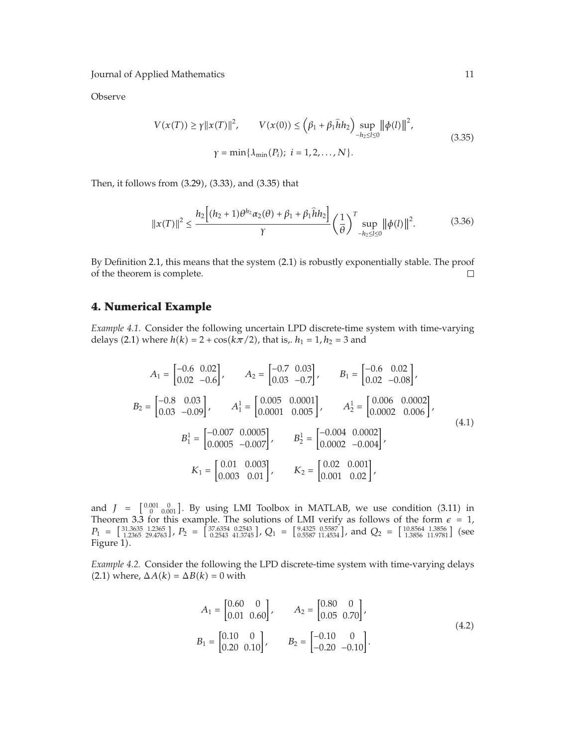Observe

$$
V(x(T)) \geq \gamma \|x(T)\|^2, \qquad V(x(0)) \leq \left(\beta_1 + \beta_1 \widehat{h} h_2\right) \sup_{-h_2 \leq l \leq 0} \|\phi(l)\|^2,
$$
$$
\gamma = \min\{\lambda_{\min}(P_i);\ i = 1, 2, \ldots, N\}. \tag{3.35}
$$

Then, it follows from (3.29), (3.33), and (3.35) that

$$
\|x(T)\|^2 \leq \frac{h_2\left[(h_2+1)\theta^{h_2}\alpha_2(\theta) + \beta_1 + \beta_1 \widehat{h} h_2\right]}{\gamma} \left(\frac{1}{\theta}\right)^T \sup_{-h_2 \leq l \leq 0} \|\phi(l)\|^2. \tag{3.36}
$$

By Definition 2.1, this means that the system (2.1) is robustly exponentially stable. The proof of the theorem is complete. □

## 4. Numerical Example

*Example 4.1.* Consider the following uncertain LPD discrete-time system with time-varying delays (2.1) where $h(k) = 2 + \cos(k\pi/2)$, that is,. $h_1 = 1, h_2 = 3$ and

$$
A_1 = \begin{bmatrix} -0.6 & 0.02 \\ 0.02 & -0.6 \end{bmatrix}, \qquad A_2 = \begin{bmatrix} -0.7 & 0.03 \\ 0.03 & -0.7 \end{bmatrix}, \qquad B_1 = \begin{bmatrix} -0.6 & 0.02 \\ 0.02 & -0.08 \end{bmatrix},
$$
$$
B_2 = \begin{bmatrix} -0.8 & 0.03 \\ 0.03 & -0.09 \end{bmatrix}, \qquad A_1^1 = \begin{bmatrix} 0.005 & 0.0001 \\ 0.0001 & 0.005 \end{bmatrix}, \qquad A_2^1 = \begin{bmatrix} 0.006 & 0.0002 \\ 0.0002 & 0.006 \end{bmatrix},
$$
$$
B_1^1 = \begin{bmatrix} -0.007 & 0.0005 \\ 0.0005 & -0.007 \end{bmatrix}, \qquad B_2^1 = \begin{bmatrix} -0.004 & 0.0002 \\ 0.0002 & -0.004 \end{bmatrix},
$$
$$
K_1 = \begin{bmatrix} 0.01 & 0.003 \\ 0.003 & 0.01 \end{bmatrix}, \qquad K_2 = \begin{bmatrix} 0.02 & 0.001 \\ 0.001 & 0.02 \end{bmatrix}, \tag{4.1}
$$

and $J = \begin{bmatrix} 0.001 & 0 \\ 0 & 0.001 \end{bmatrix}$. By using LMI Toolbox in MATLAB, we use condition (3.11) in Theorem 3.3 for this example. The solutions of LMI verify as follows of the form $\epsilon = 1$, $P_1 = \begin{bmatrix} 31.3635 & 1.2365 \\ 1.2365 & 29.4763 \end{bmatrix}$, $P_2 = \begin{bmatrix} 37.6354 & 0.2543 \\ 0.2543 & 41.3745 \end{bmatrix}$, $Q_1 = \begin{bmatrix} 9.4325 & 0.5587 \\ 0.5587 & 11.4534 \end{bmatrix}$, and $Q_2 = \begin{bmatrix} 10.8564 & 1.3856 \\ 1.3856 & 11.9781 \end{bmatrix}$ (see Figure 1).

*Example 4.2.* Consider the following LPD discrete-time system with time-varying delays (2.1) where, $\Delta A(k) = \Delta B(k) = 0$ with

$$
A_1 = \begin{bmatrix} 0.60 & 0 \\ 0.01 & 0.60 \end{bmatrix}, \qquad A_2 = \begin{bmatrix} 0.80 & 0 \\ 0.05 & 0.70 \end{bmatrix},
$$
$$
B_1 = \begin{bmatrix} 0.10 & 0 \\ 0.20 & 0.10 \end{bmatrix}, \qquad B_2 = \begin{bmatrix} -0.10 & 0 \\ -0.20 & -0.10 \end{bmatrix}. \tag{4.2}
$$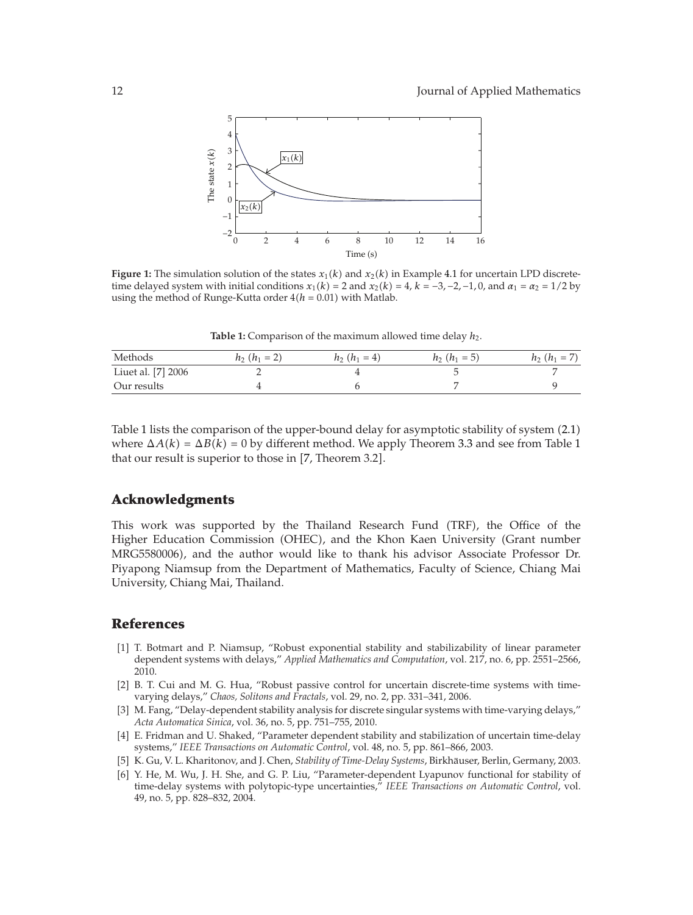**Figure 1:** The simulation solution of the states $x_1(k)$ and $x_2(k)$ in Example 4.1 for uncertain LPD discrete-time delayed system with initial conditions $x_1(k) = 2$ and $x_2(k) = 4$, $k = -3, -2, -1, 0$, and $\alpha_1 = \alpha_2 = 1/2$ by using the method of Runge-Kutta order $4(h = 0.01)$ with Matlab.

**Table 1:** Comparison of the maximum allowed time delay $h_2$.

| Methods | $h_2$ ($h_1 = 2$) | $h_2$ ($h_1 = 4$) | $h_2$ ($h_1 = 5$) | $h_2$ ($h_1 = 7$) |
|---|---|---|---|---|
| Liuet al. [7] 2006 | 2 | 4 | 5 | 7 |
| Our results | 4 | 6 | 7 | 9 |

Table 1 lists the comparison of the upper-bound delay for asymptotic stability of system (2.1) where $\Delta A(k) = \Delta B(k) = 0$ by different method. We apply Theorem 3.3 and see from Table 1 that our result is superior to those in [7, Theorem 3.2].

## Acknowledgments

This work was supported by the Thailand Research Fund (TRF), the Office of the Higher Education Commission (OHEC), and the Khon Kaen University (Grant number MRG5580006), and the author would like to thank his advisor Associate Professor Dr. Piyapong Niamsup from the Department of Mathematics, Faculty of Science, Chiang Mai University, Chiang Mai, Thailand.

## References

[1] T. Botmart and P. Niamsup, "Robust exponential stability and stabilizability of linear parameter dependent systems with delays," *Applied Mathematics and Computation*, vol. 217, no. 6, pp. 2551–2566, 2010.

[2] B. T. Cui and M. G. Hua, "Robust passive control for uncertain discrete-time systems with time-varying delays," *Chaos, Solitons and Fractals*, vol. 29, no. 2, pp. 331–341, 2006.

[3] M. Fang, "Delay-dependent stability analysis for discrete singular systems with time-varying delays," *Acta Automatica Sinica*, vol. 36, no. 5, pp. 751–755, 2010.

[4] E. Fridman and U. Shaked, "Parameter dependent stability and stabilization of uncertain time-delay systems," *IEEE Transactions on Automatic Control*, vol. 48, no. 5, pp. 861–866, 2003.

[5] K. Gu, V. L. Kharitonov, and J. Chen, *Stability of Time-Delay Systems*, Birkhäuser, Berlin, Germany, 2003.

[6] Y. He, M. Wu, J. H. She, and G. P. Liu, "Parameter-dependent Lyapunov functional for stability of time-delay systems with polytopic-type uncertainties," *IEEE Transactions on Automatic Control*, vol. 49, no. 5, pp. 828–832, 2004.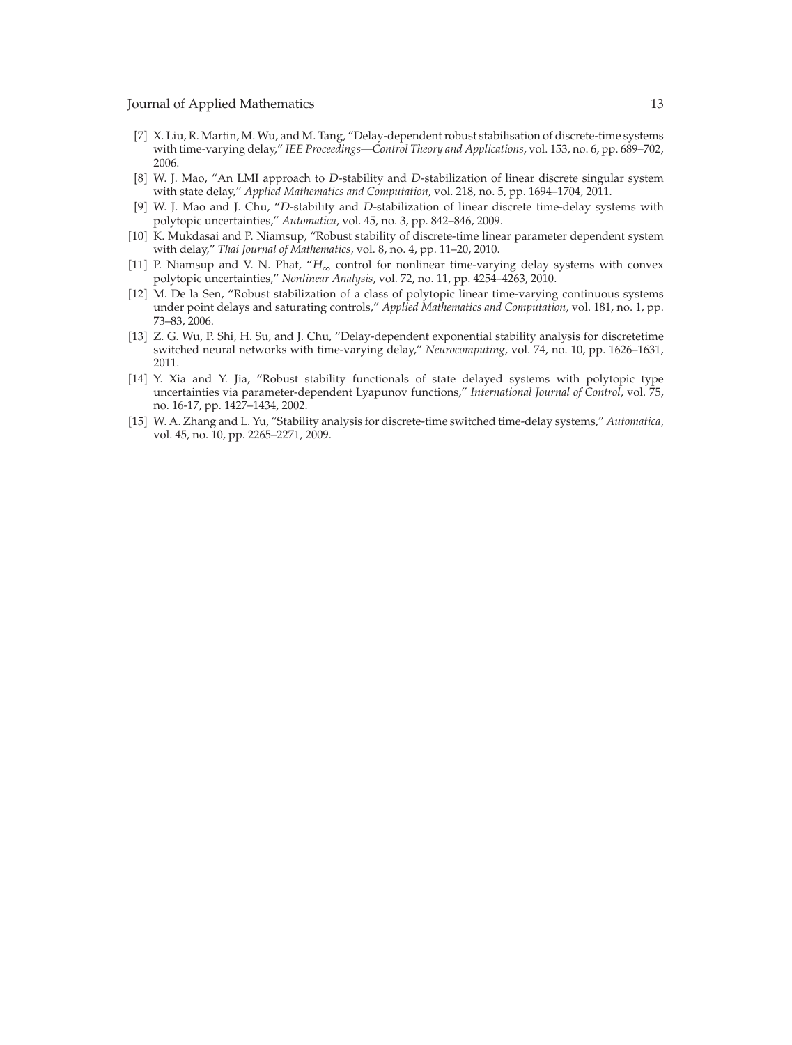- [7] X. Liu, R. Martin, M. Wu, and M. Tang, "Delay-dependent robust stabilisation of discrete-time systems with time-varying delay," *IEE Proceedings—Control Theory and Applications*, vol. 153, no. 6, pp. 689–702, 2006.
- [8] W. J. Mao, "An LMI approach to *D*-stability and *D*-stabilization of linear discrete singular system with state delay," *Applied Mathematics and Computation*, vol. 218, no. 5, pp. 1694–1704, 2011.
- [9] W. J. Mao and J. Chu, "*D*-stability and *D*-stabilization of linear discrete time-delay systems with polytopic uncertainties," *Automatica*, vol. 45, no. 3, pp. 842–846, 2009.
- [10] K. Mukdasai and P. Niamsup, "Robust stability of discrete-time linear parameter dependent system with delay," *Thai Journal of Mathematics*, vol. 8, no. 4, pp. 11–20, 2010.
- [11] P. Niamsup and V. N. Phat, "$H_\infty$ control for nonlinear time-varying delay systems with convex polytopic uncertainties," *Nonlinear Analysis*, vol. 72, no. 11, pp. 4254–4263, 2010.
- [12] M. De la Sen, "Robust stabilization of a class of polytopic linear time-varying continuous systems under point delays and saturating controls," *Applied Mathematics and Computation*, vol. 181, no. 1, pp. 73–83, 2006.
- [13] Z. G. Wu, P. Shi, H. Su, and J. Chu, "Delay-dependent exponential stability analysis for discretetime switched neural networks with time-varying delay," *Neurocomputing*, vol. 74, no. 10, pp. 1626–1631, 2011.
- [14] Y. Xia and Y. Jia, "Robust stability functionals of state delayed systems with polytopic type uncertainties via parameter-dependent Lyapunov functions," *International Journal of Control*, vol. 75, no. 16-17, pp. 1427–1434, 2002.
- [15] W. A. Zhang and L. Yu, "Stability analysis for discrete-time switched time-delay systems," *Automatica*, vol. 45, no. 10, pp. 2265–2271, 2009.